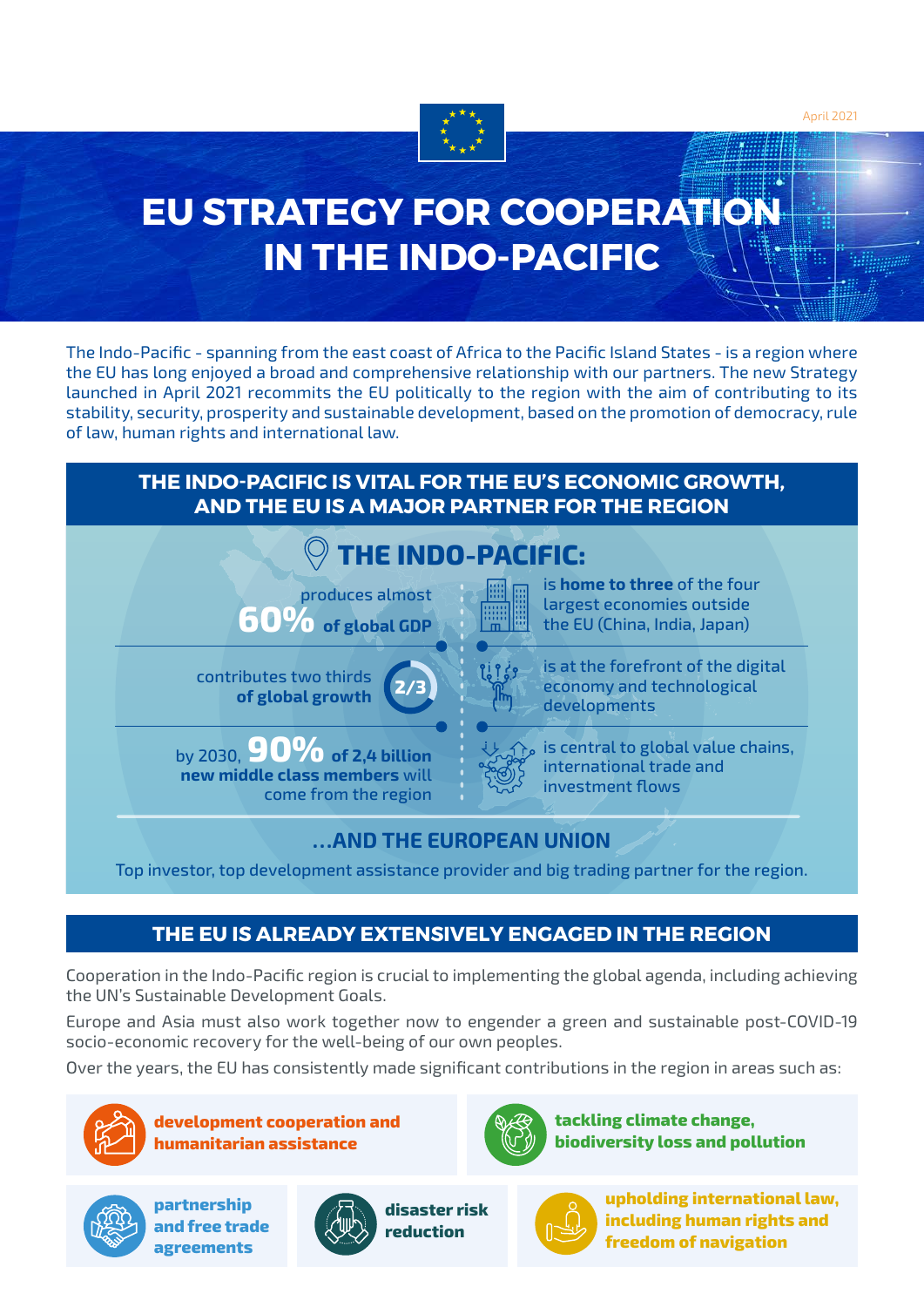April 2021

# EU STRATEGY FOR COOPERATION IN THE INDO-PACIFIC

The Indo-Pacific - spanning from the east coast of Africa to the Pacific Island States - is a region where the EU has long enjoyed a broad and comprehensive relationship with our partners. The new Strategy launched in April 2021 recommits the EU politically to the region with the aim of contributing to its stability, security, prosperity and sustainable development, based on the promotion of democracy, rule of law, human rights and international law.

## THE INDO-PACIFIC IS VITAL FOR THE EU'S ECONOMIC GROWTH, AND THE EU IS A MAJOR PARTNER FOR THE REGION

### THE INDO-PACIFIC:

- produces almost **60% of global GDP**
- is **home to three** of the four largest economies outside the EU (China, India, Japan)
- contributes two thirds **of global growth** (2/3)
- is at the forefront of the digital economy and technological developments
- by 2030, **90% of 2,4 billion new middle class members** will come from the region
- is central to global value chains, international trade and investment flows

### ...AND THE EUROPEAN UNION

Top investor, top development assistance provider and big trading partner for the region.

## THE EU IS ALREADY EXTENSIVELY ENGAGED IN THE REGION

Cooperation in the Indo-Pacific region is crucial to implementing the global agenda, including achieving the UN's Sustainable Development Goals.

Europe and Asia must also work together now to engender a green and sustainable post-COVID-19 socio-economic recovery for the well-being of our own peoples.

Over the years, the EU has consistently made significant contributions in the region in areas such as:

- **development cooperation and humanitarian assistance**
- **tackling climate change, biodiversity loss and pollution**
- **partnership and free trade agreements**
- **disaster risk reduction**
- **upholding international law, including human rights and freedom of navigation**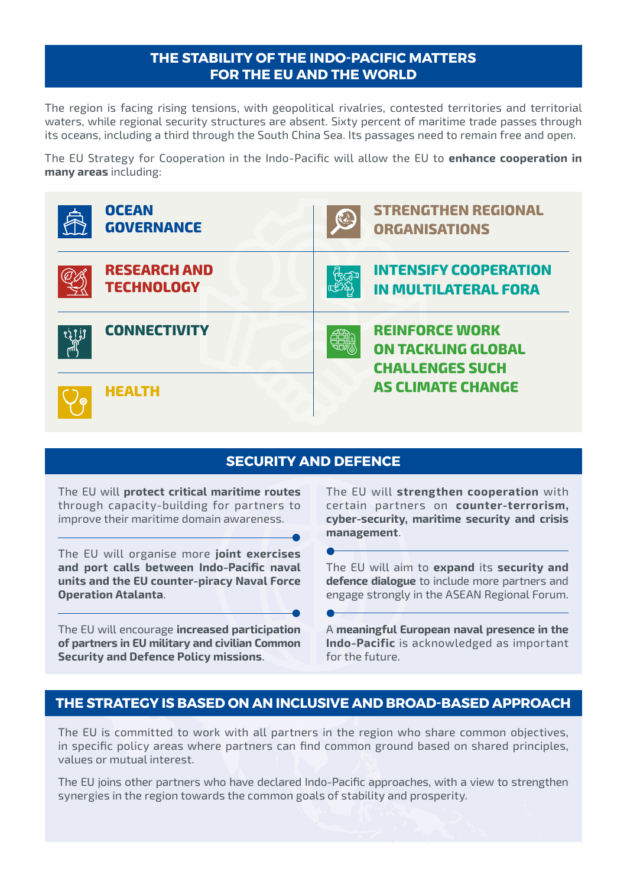## THE STABILITY OF THE INDO-PACIFIC MATTERS FOR THE EU AND THE WORLD

The region is facing rising tensions, with geopolitical rivalries, contested territories and territorial waters, while regional security structures are absent. Sixty percent of maritime trade passes through its oceans, including a third through the South China Sea. Its passages need to remain free and open.

The EU Strategy for Cooperation in the Indo-Pacific will allow the EU to **enhance cooperation in many areas** including:

- **OCEAN GOVERNANCE**
- **RESEARCH AND TECHNOLOGY**
- **CONNECTIVITY**
- **HEALTH**
- **STRENGTHEN REGIONAL ORGANISATIONS**
- **INTENSIFY COOPERATION IN MULTILATERAL FORA**
- **REINFORCE WORK ON TACKLING GLOBAL CHALLENGES SUCH AS CLIMATE CHANGE**

## SECURITY AND DEFENCE

The EU will **protect critical maritime routes** through capacity-building for partners to improve their maritime domain awareness.

The EU will organise more **joint exercises and port calls between Indo-Pacific naval units and the EU counter-piracy Naval Force Operation Atalanta**.

The EU will encourage **increased participation of partners in EU military and civilian Common Security and Defence Policy missions**.

The EU will **strengthen cooperation** with certain partners on **counter-terrorism, cyber-security, maritime security and crisis management**.

The EU will aim to **expand** its **security and defence dialogue** to include more partners and engage strongly in the ASEAN Regional Forum.

A **meaningful European naval presence in the Indo-Pacific** is acknowledged as important for the future.

## THE STRATEGY IS BASED ON AN INCLUSIVE AND BROAD-BASED APPROACH

The EU is committed to work with all partners in the region who share common objectives, in specific policy areas where partners can find common ground based on shared principles, values or mutual interest.

The EU joins other partners who have declared Indo-Pacific approaches, with a view to strengthen synergies in the region towards the common goals of stability and prosperity.